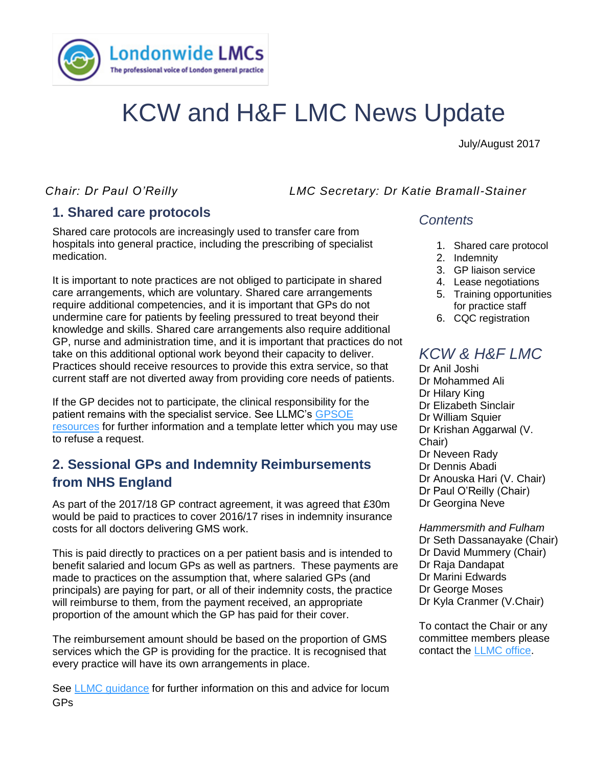Londonwide LMCs
The professional voice of London general practice

# KCW and H&F LMC News Update

July/August 2017

*Chair: Dr Paul O'Reilly* *LMC Secretary: Dr Katie Bramall-Stainer*

## 1. Shared care protocols

Shared care protocols are increasingly used to transfer care from hospitals into general practice, including the prescribing of specialist medication.

It is important to note practices are not obliged to participate in shared care arrangements, which are voluntary. Shared care arrangements require additional competencies, and it is important that GPs do not undermine care for patients by feeling pressured to treat beyond their knowledge and skills. Shared care arrangements also require additional GP, nurse and administration time, and it is important that practices do not take on this additional optional work beyond their capacity to deliver. Practices should receive resources to provide this extra service, so that current staff are not diverted away from providing core needs of patients.

If the GP decides not to participate, the clinical responsibility for the patient remains with the specialist service. See LLMC's GPSOE resources for further information and a template letter which you may use to refuse a request.

## 2. Sessional GPs and Indemnity Reimbursements from NHS England

As part of the 2017/18 GP contract agreement, it was agreed that £30m would be paid to practices to cover 2016/17 rises in indemnity insurance costs for all doctors delivering GMS work.

This is paid directly to practices on a per patient basis and is intended to benefit salaried and locum GPs as well as partners. These payments are made to practices on the assumption that, where salaried GPs (and principals) are paying for part, or all of their indemnity costs, the practice will reimburse to them, from the payment received, an appropriate proportion of the amount which the GP has paid for their cover.

The reimbursement amount should be based on the proportion of GMS services which the GP is providing for the practice. It is recognised that every practice will have its own arrangements in place.

See LLMC guidance for further information on this and advice for locum GPs

### *Contents*

1. Shared care protocol
2. Indemnity
3. GP liaison service
4. Lease negotiations
5. Training opportunities for practice staff
6. CQC registration

### *KCW & H&F LMC*

Dr Anil Joshi
Dr Mohammed Ali
Dr Hilary King
Dr Elizabeth Sinclair
Dr William Squier
Dr Krishan Aggarwal (V. Chair)
Dr Neveen Rady
Dr Dennis Abadi
Dr Anouska Hari (V. Chair)
Dr Paul O'Reilly (Chair)
Dr Georgina Neve

*Hammersmith and Fulham*

Dr Seth Dassanayake (Chair)
Dr David Mummery (Chair)
Dr Raja Dandapat
Dr Marini Edwards
Dr George Moses
Dr Kyla Cranmer (V.Chair)

To contact the Chair or any committee members please contact the LLMC office.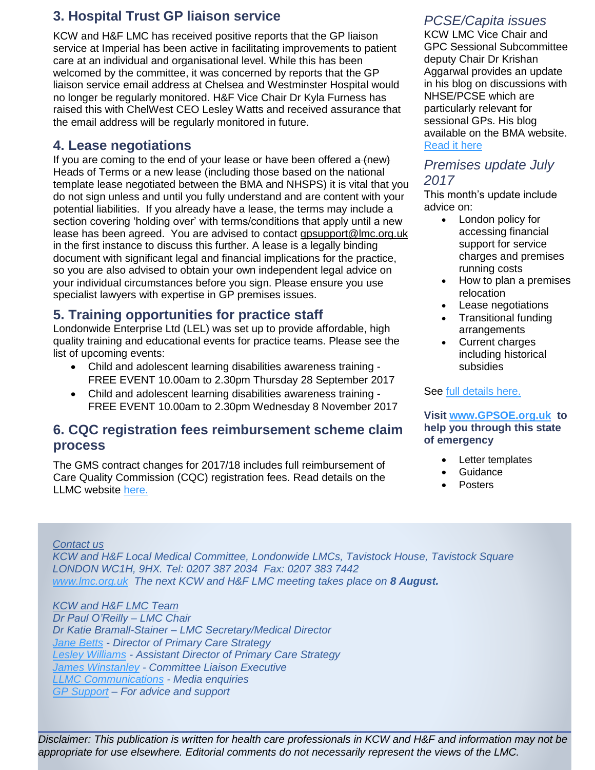## 3. Hospital Trust GP liaison service

KCW and H&F LMC has received positive reports that the GP liaison service at Imperial has been active in facilitating improvements to patient care at an individual and organisational level. While this has been welcomed by the committee, it was concerned by reports that the GP liaison service email address at Chelsea and Westminster Hospital would no longer be regularly monitored. H&F Vice Chair Dr Kyla Furness has raised this with ChelWest CEO Lesley Watts and received assurance that the email address will be regularly monitored in future.

## 4. Lease negotiations

If you are coming to the end of your lease or have been offered ~~a (new)~~ Heads of Terms or a new lease (including those based on the national template lease negotiated between the BMA and NHSPS) it is vital that you do not sign unless and until you fully understand and are content with your potential liabilities. If you already have a lease, the terms may include a section covering 'holding over' with terms/conditions that apply until a new lease has been agreed. You are advised to contact gpsupport@lmc.org.uk in the first instance to discuss this further. A lease is a legally binding document with significant legal and financial implications for the practice, so you are also advised to obtain your own independent legal advice on your individual circumstances before you sign. Please ensure you use specialist lawyers with expertise in GP premises issues.

## 5. Training opportunities for practice staff

Londonwide Enterprise Ltd (LEL) was set up to provide affordable, high quality training and educational events for practice teams. Please see the list of upcoming events:

- Child and adolescent learning disabilities awareness training - FREE EVENT 10.00am to 2.30pm Thursday 28 September 2017
- Child and adolescent learning disabilities awareness training - FREE EVENT 10.00am to 2.30pm Wednesday 8 November 2017

## 6. CQC registration fees reimbursement scheme claim process

The GMS contract changes for 2017/18 includes full reimbursement of Care Quality Commission (CQC) registration fees. Read details on the LLMC website here.

### *PCSE/Capita issues*

KCW LMC Vice Chair and GPC Sessional Subcommittee deputy Chair Dr Krishan Aggarwal provides an update in his blog on discussions with NHSE/PCSE which are particularly relevant for sessional GPs. His blog available on the BMA website. Read it here

### *Premises update July 2017*

This month's update include advice on:

- London policy for accessing financial support for service charges and premises running costs
- How to plan a premises relocation
- Lease negotiations
- Transitional funding arrangements
- Current charges including historical subsidies

See full details here.

**Visit www.GPSOE.org.uk to help you through this state of emergency**

- Letter templates
- Guidance
- Posters

*Contact us*
*KCW and H&F Local Medical Committee, Londonwide LMCs, Tavistock House, Tavistock Square LONDON WC1H, 9HX. Tel: 0207 387 2034 Fax: 0207 383 7442*
*www.lmc.org.uk The next KCW and H&F LMC meeting takes place on **8 August.***

*KCW and H&F LMC Team*
*Dr Paul O'Reilly – LMC Chair*
*Dr Katie Bramall-Stainer – LMC Secretary/Medical Director*
*Jane Betts - Director of Primary Care Strategy*
*Lesley Williams - Assistant Director of Primary Care Strategy*
*James Winstanley - Committee Liaison Executive*
*LLMC Communications - Media enquiries*
*GP Support – For advice and support*

*Disclaimer: This publication is written for health care professionals in KCW and H&F and information may not be appropriate for use elsewhere. Editorial comments do not necessarily represent the views of the LMC.*